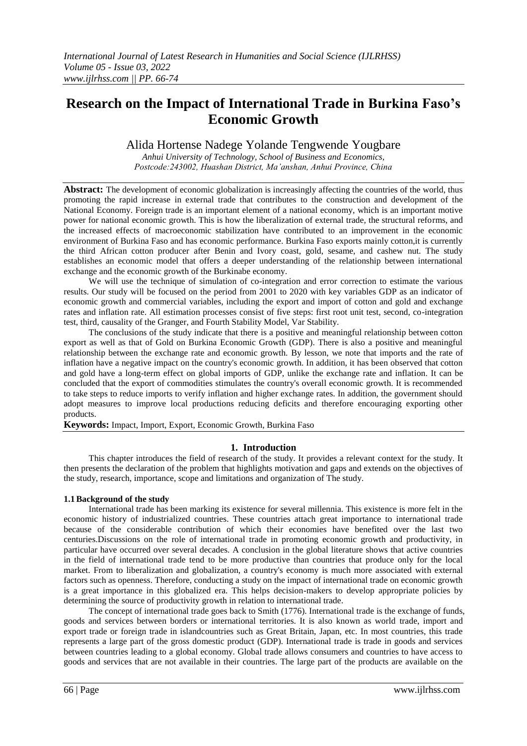# Research on the Impact of International Trade in Burkina Faso's Economic Growth

Alida Hortense Nadege Yolande Tengwende Yougbare

*Anhui University of Technology, School of Business and Economics, Postcode:243002, Huashan District, Ma'anshan, Anhui Province, China*

**Abstract:** The development of economic globalization is increasingly affecting the countries of the world, thus promoting the rapid increase in external trade that contributes to the construction and development of the National Economy. Foreign trade is an important element of a national economy, which is an important motive power for national economic growth. This is how the liberalization of external trade, the structural reforms, and the increased effects of macroeconomic stabilization have contributed to an improvement in the economic environment of Burkina Faso and has economic performance. Burkina Faso exports mainly cotton,it is currently the third African cotton producer after Benin and Ivory coast, gold, sesame, and cashew nut. The study establishes an economic model that offers a deeper understanding of the relationship between international exchange and the economic growth of the Burkinabe economy.

We will use the technique of simulation of co-integration and error correction to estimate the various results. Our study will be focused on the period from 2001 to 2020 with key variables GDP as an indicator of economic growth and commercial variables, including the export and import of cotton and gold and exchange rates and inflation rate. All estimation processes consist of five steps: first root unit test, second, co-integration test, third, causality of the Granger, and Fourth Stability Model, Var Stability.

The conclusions of the study indicate that there is a positive and meaningful relationship between cotton export as well as that of Gold on Burkina Economic Growth (GDP). There is also a positive and meaningful relationship between the exchange rate and economic growth. By lesson, we note that imports and the rate of inflation have a negative impact on the country's economic growth. In addition, it has been observed that cotton and gold have a long-term effect on global imports of GDP, unlike the exchange rate and inflation. It can be concluded that the export of commodities stimulates the country's overall economic growth. It is recommended to take steps to reduce imports to verify inflation and higher exchange rates. In addition, the government should adopt measures to improve local productions reducing deficits and therefore encouraging exporting other products.

**Keywords:** Impact, Import, Export, Economic Growth, Burkina Faso

## 1. Introduction

This chapter introduces the field of research of the study. It provides a relevant context for the study. It then presents the declaration of the problem that highlights motivation and gaps and extends on the objectives of the study, research, importance, scope and limitations and organization of The study.

### 1.1 Background of the study

International trade has been marking its existence for several millennia. This existence is more felt in the economic history of industrialized countries. These countries attach great importance to international trade because of the considerable contribution of which their economies have benefited over the last two centuries.Discussions on the role of international trade in promoting economic growth and productivity, in particular have occurred over several decades. A conclusion in the global literature shows that active countries in the field of international trade tend to be more productive than countries that produce only for the local market. From to liberalization and globalization, a country's economy is much more associated with external factors such as openness. Therefore, conducting a study on the impact of international trade on economic growth is a great importance in this globalized era. This helps decision-makers to develop appropriate policies by determining the source of productivity growth in relation to international trade.

The concept of international trade goes back to Smith (1776). International trade is the exchange of funds, goods and services between borders or international territories. It is also known as world trade, import and export trade or foreign trade in islandcountries such as Great Britain, Japan, etc. In most countries, this trade represents a large part of the gross domestic product (GDP). International trade is trade in goods and services between countries leading to a global economy. Global trade allows consumers and countries to have access to goods and services that are not available in their countries. The large part of the products are available on the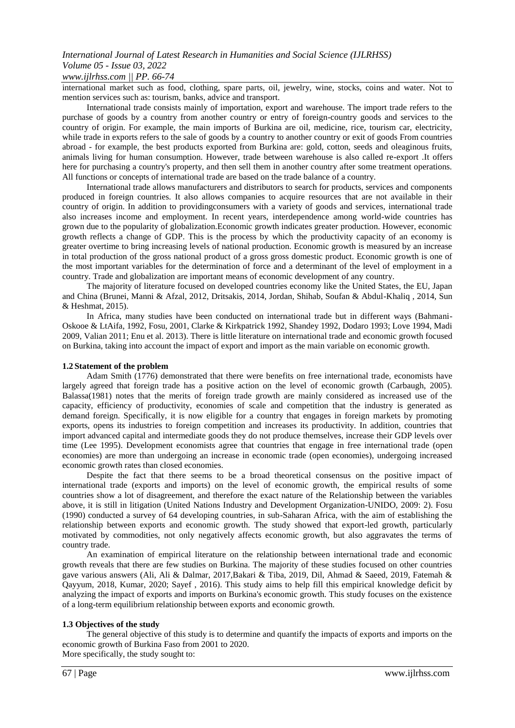international market such as food, clothing, spare parts, oil, jewelry, wine, stocks, coins and water. Not to mention services such as: tourism, banks, advice and transport.

International trade consists mainly of importation, export and warehouse. The import trade refers to the purchase of goods by a country from another country or entry of foreign-country goods and services to the country of origin. For example, the main imports of Burkina are oil, medicine, rice, tourism car, electricity, while trade in exports refers to the sale of goods by a country to another country or exit of goods From countries abroad - for example, the best products exported from Burkina are: gold, cotton, seeds and oleaginous fruits, animals living for human consumption. However, trade between warehouse is also called re-export .It offers here for purchasing a country's property, and then sell them in another country after some treatment operations. All functions or concepts of international trade are based on the trade balance of a country.

International trade allows manufacturers and distributors to search for products, services and components produced in foreign countries. It also allows companies to acquire resources that are not available in their country of origin. In addition to providingconsumers with a variety of goods and services, international trade also increases income and employment. In recent years, interdependence among world-wide countries has grown due to the popularity of globalization.Economic growth indicates greater production. However, economic growth reflects a change of GDP. This is the process by which the productivity capacity of an economy is greater overtime to bring increasing levels of national production. Economic growth is measured by an increase in total production of the gross national product of a gross gross domestic product. Economic growth is one of the most important variables for the determination of force and a determinant of the level of employment in a country. Trade and globalization are important means of economic development of any country.

The majority of literature focused on developed countries economy like the United States, the EU, Japan and China (Brunei, Manni & Afzal, 2012, Dritsakis, 2014, Jordan, Shihab, Soufan & Abdul-Khaliq , 2014, Sun & Heshmat, 2015).

In Africa, many studies have been conducted on international trade but in different ways (Bahmani-Oskooe & LtAifa, 1992, Fosu, 2001, Clarke & Kirkpatrick 1992, Shandey 1992, Dodaro 1993; Love 1994, Madi 2009, Valian 2011; Enu et al. 2013). There is little literature on international trade and economic growth focused on Burkina, taking into account the impact of export and import as the main variable on economic growth.

### 1.2 Statement of the problem

Adam Smith (1776) demonstrated that there were benefits on free international trade, economists have largely agreed that foreign trade has a positive action on the level of economic growth (Carbaugh, 2005). Balassa(1981) notes that the merits of foreign trade growth are mainly considered as increased use of the capacity, efficiency of productivity, economies of scale and competition that the industry is generated as demand foreign. Specifically, it is now eligible for a country that engages in foreign markets by promoting exports, opens its industries to foreign competition and increases its productivity. In addition, countries that import advanced capital and intermediate goods they do not produce themselves, increase their GDP levels over time (Lee 1995). Development economists agree that countries that engage in free international trade (open economies) are more than undergoing an increase in economic trade (open economies), undergoing increased economic growth rates than closed economies.

Despite the fact that there seems to be a broad theoretical consensus on the positive impact of international trade (exports and imports) on the level of economic growth, the empirical results of some countries show a lot of disagreement, and therefore the exact nature of the Relationship between the variables above, it is still in litigation (United Nations Industry and Development Organization-UNIDO, 2009: 2). Fosu (1990) conducted a survey of 64 developing countries, in sub-Saharan Africa, with the aim of establishing the relationship between exports and economic growth. The study showed that export-led growth, particularly motivated by commodities, not only negatively affects economic growth, but also aggravates the terms of country trade.

An examination of empirical literature on the relationship between international trade and economic growth reveals that there are few studies on Burkina. The majority of these studies focused on other countries gave various answers (Ali, Ali & Dalmar, 2017,Bakari & Tiba, 2019, Dil, Ahmad & Saeed, 2019, Fatemah & Qayyum, 2018, Kumar, 2020; Sayef , 2016). This study aims to help fill this empirical knowledge deficit by analyzing the impact of exports and imports on Burkina's economic growth. This study focuses on the existence of a long-term equilibrium relationship between exports and economic growth.

### 1.3 Objectives of the study

The general objective of this study is to determine and quantify the impacts of exports and imports on the economic growth of Burkina Faso from 2001 to 2020.

More specifically, the study sought to: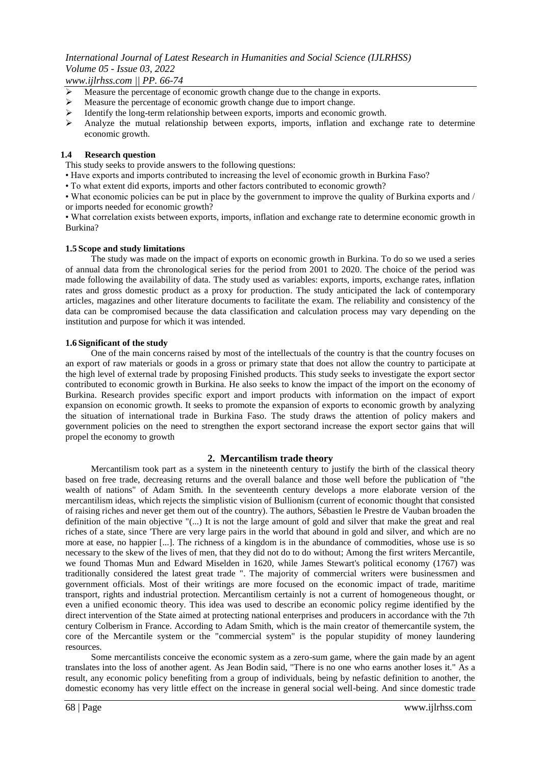- Measure the percentage of economic growth change due to the change in exports.
- Measure the percentage of economic growth change due to import change.
- Identify the long-term relationship between exports, imports and economic growth.
- Analyze the mutual relationship between exports, imports, inflation and exchange rate to determine economic growth.

### 1.4 Research question

This study seeks to provide answers to the following questions:

- Have exports and imports contributed to increasing the level of economic growth in Burkina Faso?
- To what extent did exports, imports and other factors contributed to economic growth?
- What economic policies can be put in place by the government to improve the quality of Burkina exports and / or imports needed for economic growth?
- What correlation exists between exports, imports, inflation and exchange rate to determine economic growth in Burkina?

### 1.5 Scope and study limitations

The study was made on the impact of exports on economic growth in Burkina. To do so we used a series of annual data from the chronological series for the period from 2001 to 2020. The choice of the period was made following the availability of data. The study used as variables: exports, imports, exchange rates, inflation rates and gross domestic product as a proxy for production. The study anticipated the lack of contemporary articles, magazines and other literature documents to facilitate the exam. The reliability and consistency of the data can be compromised because the data classification and calculation process may vary depending on the institution and purpose for which it was intended.

### 1.6 Significant of the study

One of the main concerns raised by most of the intellectuals of the country is that the country focuses on an export of raw materials or goods in a gross or primary state that does not allow the country to participate at the high level of external trade by proposing Finished products. This study seeks to investigate the export sector contributed to economic growth in Burkina. He also seeks to know the impact of the import on the economy of Burkina. Research provides specific export and import products with information on the impact of export expansion on economic growth. It seeks to promote the expansion of exports to economic growth by analyzing the situation of international trade in Burkina Faso. The study draws the attention of policy makers and government policies on the need to strengthen the export sectorand increase the export sector gains that will propel the economy to growth

## 2. Mercantilism trade theory

Mercantilism took part as a system in the nineteenth century to justify the birth of the classical theory based on free trade, decreasing returns and the overall balance and those well before the publication of "the wealth of nations" of Adam Smith. In the seventeenth century develops a more elaborate version of the mercantilism ideas, which rejects the simplistic vision of Bullionism (current of economic thought that consisted of raising riches and never get them out of the country). The authors, Sébastien le Prestre de Vauban broaden the definition of the main objective "(...) It is not the large amount of gold and silver that make the great and real riches of a state, since 'There are very large pairs in the world that abound in gold and silver, and which are no more at ease, no happier [...]. The richness of a kingdom is in the abundance of commodities, whose use is so necessary to the skew of the lives of men, that they did not do to do without; Among the first writers Mercantile, we found Thomas Mun and Edward Miselden in 1620, while James Stewart's political economy (1767) was traditionally considered the latest great trade ". The majority of commercial writers were businessmen and government officials. Most of their writings are more focused on the economic impact of trade, maritime transport, rights and industrial protection. Mercantilism certainly is not a current of homogeneous thought, or even a unified economic theory. This idea was used to describe an economic policy regime identified by the direct intervention of the State aimed at protecting national enterprises and producers in accordance with the 7th century Colberism in France. According to Adam Smith, which is the main creator of themercantile system, the core of the Mercantile system or the "commercial system" is the popular stupidity of money laundering resources.

Some mercantilists conceive the economic system as a zero-sum game, where the gain made by an agent translates into the loss of another agent. As Jean Bodin said, "There is no one who earns another loses it." As a result, any economic policy benefiting from a group of individuals, being by nefastic definition to another, the domestic economy has very little effect on the increase in general social well-being. And since domestic trade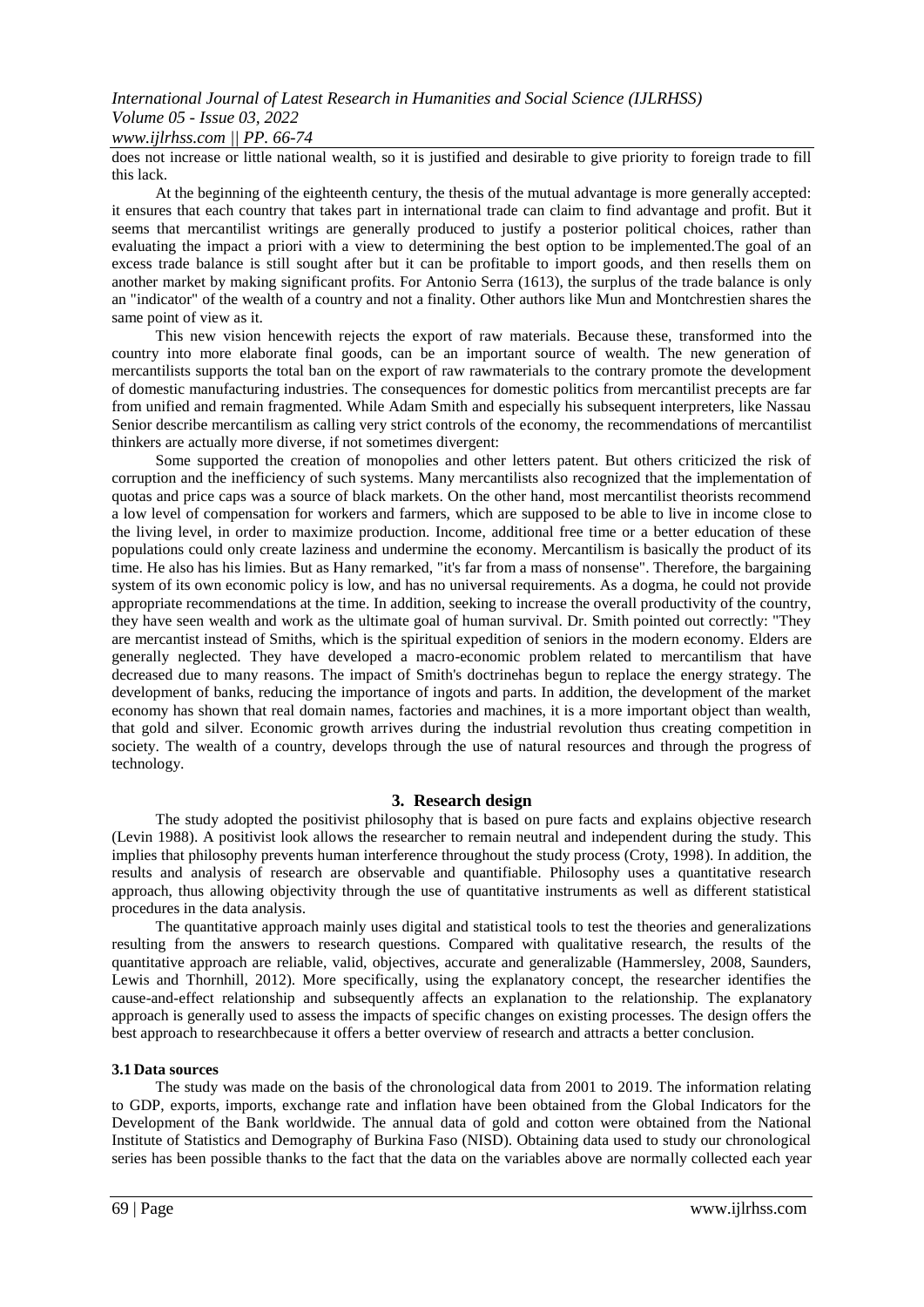does not increase or little national wealth, so it is justified and desirable to give priority to foreign trade to fill this lack.

At the beginning of the eighteenth century, the thesis of the mutual advantage is more generally accepted: it ensures that each country that takes part in international trade can claim to find advantage and profit. But it seems that mercantilist writings are generally produced to justify a posterior political choices, rather than evaluating the impact a priori with a view to determining the best option to be implemented.The goal of an excess trade balance is still sought after but it can be profitable to import goods, and then resells them on another market by making significant profits. For Antonio Serra (1613), the surplus of the trade balance is only an "indicator" of the wealth of a country and not a finality. Other authors like Mun and Montchrestien shares the same point of view as it.

This new vision hencewith rejects the export of raw materials. Because these, transformed into the country into more elaborate final goods, can be an important source of wealth. The new generation of mercantilists supports the total ban on the export of raw rawmaterials to the contrary promote the development of domestic manufacturing industries. The consequences for domestic politics from mercantilist precepts are far from unified and remain fragmented. While Adam Smith and especially his subsequent interpreters, like Nassau Senior describe mercantilism as calling very strict controls of the economy, the recommendations of mercantilist thinkers are actually more diverse, if not sometimes divergent:

Some supported the creation of monopolies and other letters patent. But others criticized the risk of corruption and the inefficiency of such systems. Many mercantilists also recognized that the implementation of quotas and price caps was a source of black markets. On the other hand, most mercantilist theorists recommend a low level of compensation for workers and farmers, which are supposed to be able to live in income close to the living level, in order to maximize production. Income, additional free time or a better education of these populations could only create laziness and undermine the economy. Mercantilism is basically the product of its time. He also has his limies. But as Hany remarked, "it's far from a mass of nonsense". Therefore, the bargaining system of its own economic policy is low, and has no universal requirements. As a dogma, he could not provide appropriate recommendations at the time. In addition, seeking to increase the overall productivity of the country, they have seen wealth and work as the ultimate goal of human survival. Dr. Smith pointed out correctly: "They are mercantist instead of Smiths, which is the spiritual expedition of seniors in the modern economy. Elders are generally neglected. They have developed a macro-economic problem related to mercantilism that have decreased due to many reasons. The impact of Smith's doctrinehas begun to replace the energy strategy. The development of banks, reducing the importance of ingots and parts. In addition, the development of the market economy has shown that real domain names, factories and machines, it is a more important object than wealth, that gold and silver. Economic growth arrives during the industrial revolution thus creating competition in society. The wealth of a country, develops through the use of natural resources and through the progress of technology.

## 3. Research design

The study adopted the positivist philosophy that is based on pure facts and explains objective research (Levin 1988). A positivist look allows the researcher to remain neutral and independent during the study. This implies that philosophy prevents human interference throughout the study process (Croty, 1998). In addition, the results and analysis of research are observable and quantifiable. Philosophy uses a quantitative research approach, thus allowing objectivity through the use of quantitative instruments as well as different statistical procedures in the data analysis.

The quantitative approach mainly uses digital and statistical tools to test the theories and generalizations resulting from the answers to research questions. Compared with qualitative research, the results of the quantitative approach are reliable, valid, objectives, accurate and generalizable (Hammersley, 2008, Saunders, Lewis and Thornhill, 2012). More specifically, using the explanatory concept, the researcher identifies the cause-and-effect relationship and subsequently affects an explanation to the relationship. The explanatory approach is generally used to assess the impacts of specific changes on existing processes. The design offers the best approach to researchbecause it offers a better overview of research and attracts a better conclusion.

### 3.1 Data sources

The study was made on the basis of the chronological data from 2001 to 2019. The information relating to GDP, exports, imports, exchange rate and inflation have been obtained from the Global Indicators for the Development of the Bank worldwide. The annual data of gold and cotton were obtained from the National Institute of Statistics and Demography of Burkina Faso (NISD). Obtaining data used to study our chronological series has been possible thanks to the fact that the data on the variables above are normally collected each year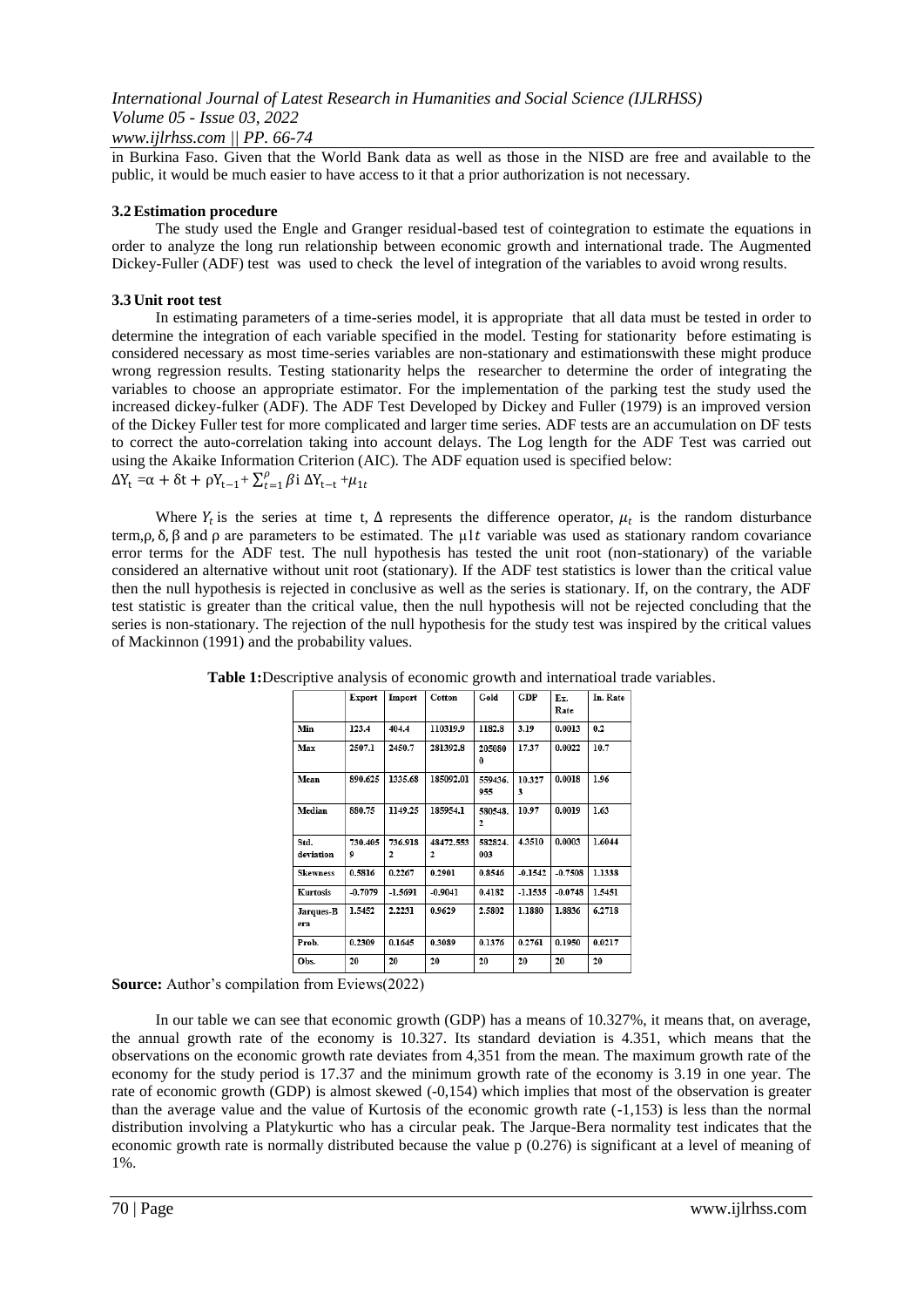in Burkina Faso. Given that the World Bank data as well as those in the NISD are free and available to the public, it would be much easier to have access to it that a prior authorization is not necessary.

### 3.2 Estimation procedure

The study used the Engle and Granger residual-based test of cointegration to estimate the equations in order to analyze the long run relationship between economic growth and international trade. The Augmented Dickey-Fuller (ADF) test was used to check the level of integration of the variables to avoid wrong results.

### 3.3 Unit root test

In estimating parameters of a time-series model, it is appropriate that all data must be tested in order to determine the integration of each variable specified in the model. Testing for stationarity before estimating is considered necessary as most time-series variables are non-stationary and estimationswith these might produce wrong regression results. Testing stationarity helps the researcher to determine the order of integrating the variables to choose an appropriate estimator. For the implementation of the parking test the study used the increased dickey-fulker (ADF). The ADF Test Developed by Dickey and Fuller (1979) is an improved version of the Dickey Fuller test for more complicated and larger time series. ADF tests are an accumulation on DF tests to correct the auto-correlation taking into account delays. The Log length for the ADF Test was carried out using the Akaike Information Criterion (AIC). The ADF equation used is specified below:

$$\Delta Y_t = \alpha + \delta t + \rho Y_{t-1} + \sum_{t=1}^{\rho} \beta i \, \Delta Y_{t-t} + \mu_{1t}$$

Where $Y_t$ is the series at time t, $\Delta$ represents the difference operator, $\mu_t$ is the random disturbance term,ρ, δ, β and ρ are parameters to be estimated. The $\mu 1t$ variable was used as stationary random covariance error terms for the ADF test. The null hypothesis has tested the unit root (non-stationary) of the variable considered an alternative without unit root (stationary). If the ADF test statistics is lower than the critical value then the null hypothesis is rejected in conclusive as well as the series is stationary. If, on the contrary, the ADF test statistic is greater than the critical value, then the null hypothesis will not be rejected concluding that the series is non-stationary. The rejection of the null hypothesis for the study test was inspired by the critical values of Mackinnon (1991) and the probability values.

**Table 1:**Descriptive analysis of economic growth and internatioal trade variables.

| | Export | Import | Cotton | Gold | GDP | Ex. Rate | In. Rate |
|---|---|---|---|---|---|---|---|
| Min | 123.4 | 404.4 | 110319.9 | 1182.8 | 3.19 | 0.0013 | 0.2 |
| Max | 2507.1 | 2450.7 | 281392.8 | 2050800 | 17.37 | 0.0022 | 10.7 |
| Mean | 890.625 | 1335.68 | 185092.01 | 559436.955 | 10.3273 | 0.0018 | 1.96 |
| Median | 880.75 | 1149.25 | 185954.1 | 580548.2 | 10.97 | 0.0019 | 1.63 |
| Std. deviation | 730.4059 | 736.9182 | 48472.5532 | 582824.003 | 4.3510 | 0.0003 | 1.6044 |
| Skewness | 0.5816 | 0.2267 | 0.2901 | 0.8546 | -0.1542 | -0.7508 | 1.1338 |
| Kurtosis | -0.7079 | -1.5691 | -0.9041 | 0.4182 | -1.1535 | -0.0748 | 1.5451 |
| Jarques-Bera | 1.5452 | 2.2231 | 0.9629 | 2.5802 | 1.1880 | 1.8836 | 6.2718 |
| Prob. | 0.2309 | 0.1645 | 0.3089 | 0.1376 | 0.2761 | 0.1950 | 0.0217 |
| Obs. | 20 | 20 | 20 | 20 | 20 | 20 | 20 |

**Source:** Author's compilation from Eviews(2022)

In our table we can see that economic growth (GDP) has a means of 10.327%, it means that, on average, the annual growth rate of the economy is 10.327. Its standard deviation is 4.351, which means that the observations on the economic growth rate deviates from 4,351 from the mean. The maximum growth rate of the economy for the study period is 17.37 and the minimum growth rate of the economy is 3.19 in one year. The rate of economic growth (GDP) is almost skewed (-0,154) which implies that most of the observation is greater than the average value and the value of Kurtosis of the economic growth rate (-1,153) is less than the normal distribution involving a Platykurtic who has a circular peak. The Jarque-Bera normality test indicates that the economic growth rate is normally distributed because the value p (0.276) is significant at a level of meaning of 1%.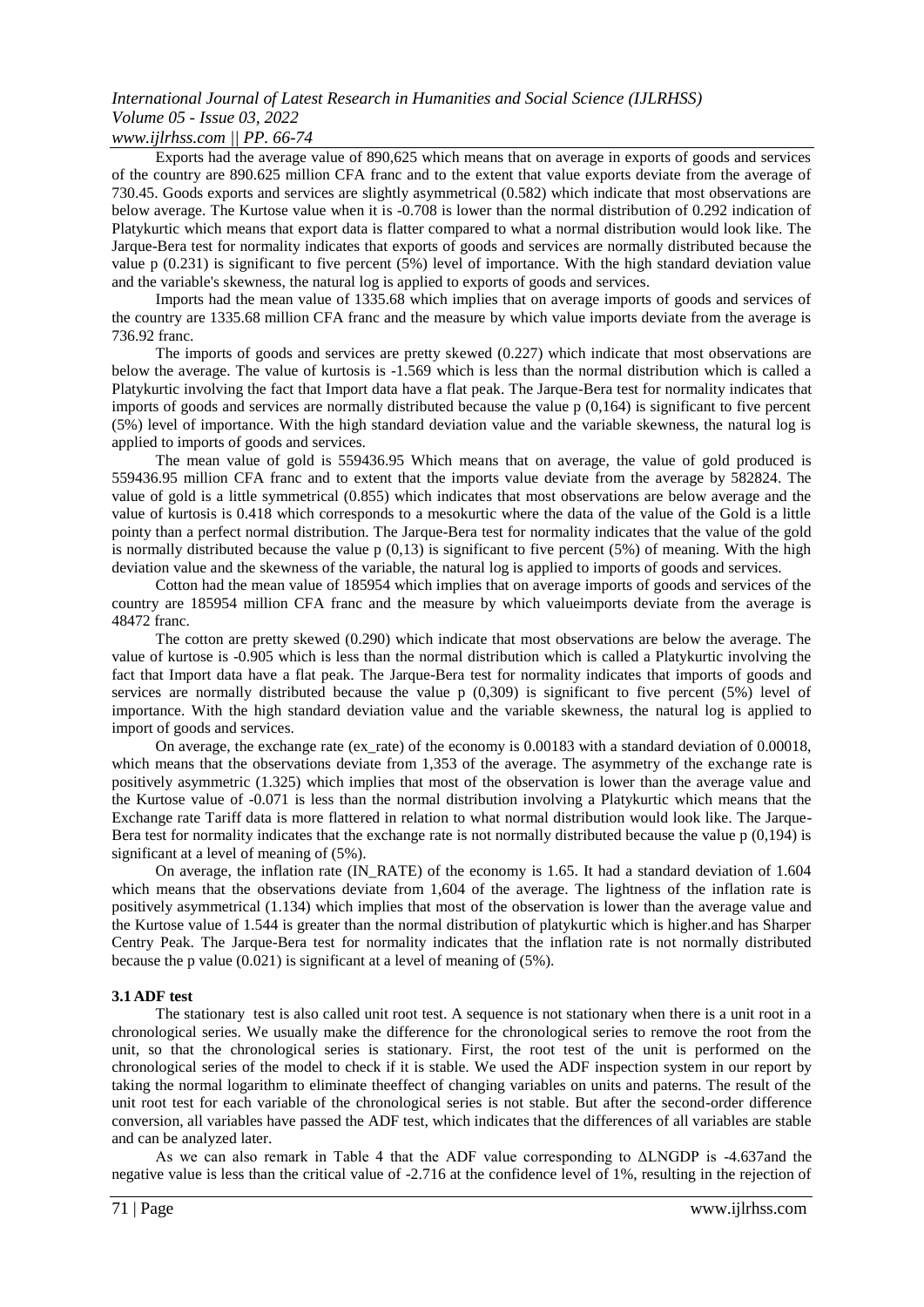Exports had the average value of 890,625 which means that on average in exports of goods and services of the country are 890.625 million CFA franc and to the extent that value exports deviate from the average of 730.45. Goods exports and services are slightly asymmetrical (0.582) which indicate that most observations are below average. The Kurtose value when it is -0.708 is lower than the normal distribution of 0.292 indication of Platykurtic which means that export data is flatter compared to what a normal distribution would look like. The Jarque-Bera test for normality indicates that exports of goods and services are normally distributed because the value p (0.231) is significant to five percent (5%) level of importance. With the high standard deviation value and the variable's skewness, the natural log is applied to exports of goods and services.

Imports had the mean value of 1335.68 which implies that on average imports of goods and services of the country are 1335.68 million CFA franc and the measure by which value imports deviate from the average is 736.92 franc.

The imports of goods and services are pretty skewed (0.227) which indicate that most observations are below the average. The value of kurtosis is -1.569 which is less than the normal distribution which is called a Platykurtic involving the fact that Import data have a flat peak. The Jarque-Bera test for normality indicates that imports of goods and services are normally distributed because the value p (0,164) is significant to five percent (5%) level of importance. With the high standard deviation value and the variable skewness, the natural log is applied to imports of goods and services.

The mean value of gold is 559436.95 Which means that on average, the value of gold produced is 559436.95 million CFA franc and to extent that the imports value deviate from the average by 582824. The value of gold is a little symmetrical (0.855) which indicates that most observations are below average and the value of kurtosis is 0.418 which corresponds to a mesokurtic where the data of the value of the Gold is a little pointy than a perfect normal distribution. The Jarque-Bera test for normality indicates that the value of the gold is normally distributed because the value p (0,13) is significant to five percent (5%) of meaning. With the high deviation value and the skewness of the variable, the natural log is applied to imports of goods and services.

Cotton had the mean value of 185954 which implies that on average imports of goods and services of the country are 185954 million CFA franc and the measure by which valueimports deviate from the average is 48472 franc.

The cotton are pretty skewed (0.290) which indicate that most observations are below the average. The value of kurtose is -0.905 which is less than the normal distribution which is called a Platykurtic involving the fact that Import data have a flat peak. The Jarque-Bera test for normality indicates that imports of goods and services are normally distributed because the value p (0,309) is significant to five percent (5%) level of importance. With the high standard deviation value and the variable skewness, the natural log is applied to import of goods and services.

On average, the exchange rate (ex_rate) of the economy is 0.00183 with a standard deviation of 0.00018, which means that the observations deviate from 1,353 of the average. The asymmetry of the exchange rate is positively asymmetric (1.325) which implies that most of the observation is lower than the average value and the Kurtose value of -0.071 is less than the normal distribution involving a Platykurtic which means that the Exchange rate Tariff data is more flattered in relation to what normal distribution would look like. The Jarque-Bera test for normality indicates that the exchange rate is not normally distributed because the value p (0,194) is significant at a level of meaning of (5%).

On average, the inflation rate (IN_RATE) of the economy is 1.65. It had a standard deviation of 1.604 which means that the observations deviate from 1,604 of the average. The lightness of the inflation rate is positively asymmetrical (1.134) which implies that most of the observation is lower than the average value and the Kurtose value of 1.544 is greater than the normal distribution of platykurtic which is higher.and has Sharper Centry Peak. The Jarque-Bera test for normality indicates that the inflation rate is not normally distributed because the p value (0.021) is significant at a level of meaning of (5%).

### 3.1 ADF test

The stationary test is also called unit root test. A sequence is not stationary when there is a unit root in a chronological series. We usually make the difference for the chronological series to remove the root from the unit, so that the chronological series is stationary. First, the root test of the unit is performed on the chronological series of the model to check if it is stable. We used the ADF inspection system in our report by taking the normal logarithm to eliminate theeffect of changing variables on units and paterns. The result of the unit root test for each variable of the chronological series is not stable. But after the second-order difference conversion, all variables have passed the ADF test, which indicates that the differences of all variables are stable and can be analyzed later.

As we can also remark in Table 4 that the ADF value corresponding to ΔLNGDP is -4.637and the negative value is less than the critical value of -2.716 at the confidence level of 1%, resulting in the rejection of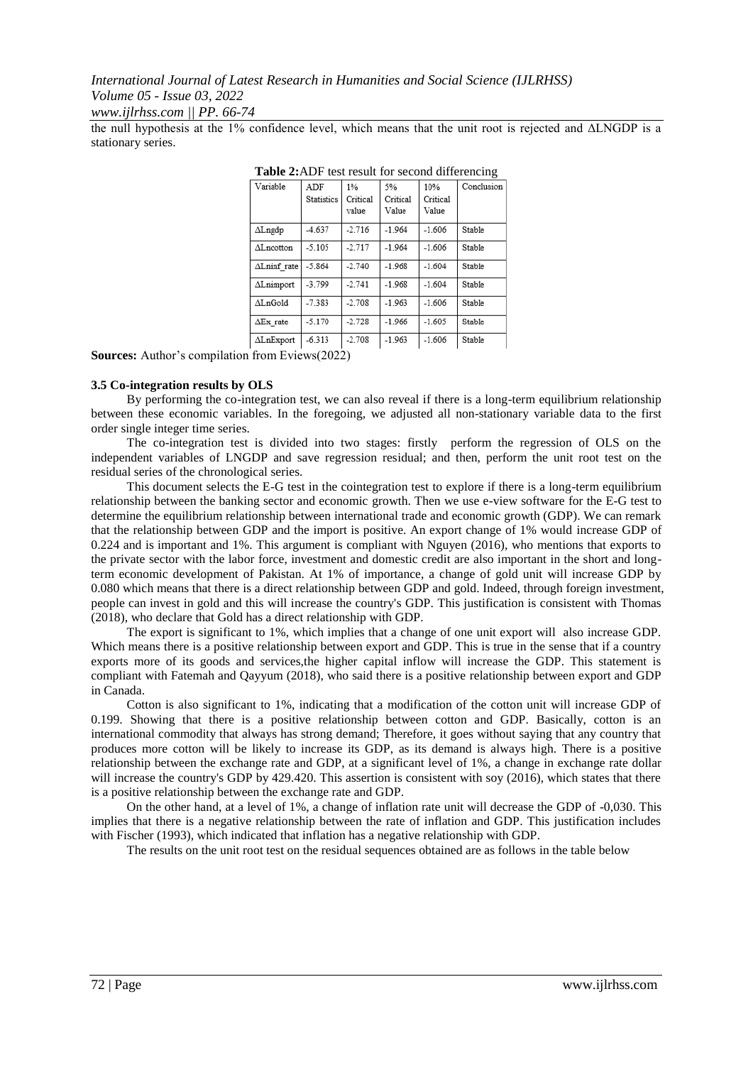the null hypothesis at the 1% confidence level, which means that the unit root is rejected and ΔLNGDP is a stationary series.

**Table 2:** ADF test result for second differencing

| Variable | ADF Statistics | 1% Critical value | 5% Critical Value | 10% Critical Value | Conclusion |
|---|---|---|---|---|---|
| ΔLngdp | -4.637 | -2.716 | -1.964 | -1.606 | Stable |
| ΔLncotton | -5.105 | -2.717 | -1.964 | -1.606 | Stable |
| ΔLninf_rate | -5.864 | -2.740 | -1.968 | -1.604 | Stable |
| ΔLnimport | -3.799 | -2.741 | -1.968 | -1.604 | Stable |
| ΔLnGold | -7.383 | -2.708 | -1.963 | -1.606 | Stable |
| ΔEx_rate | -5.170 | -2.728 | -1.966 | -1.605 | Stable |
| ΔLnExport | -6.313 | -2.708 | -1.963 | -1.606 | Stable |

**Sources:** Author's compilation from Eviews(2022)

### 3.5 Co-integration results by OLS

By performing the co-integration test, we can also reveal if there is a long-term equilibrium relationship between these economic variables. In the foregoing, we adjusted all non-stationary variable data to the first order single integer time series.

The co-integration test is divided into two stages: firstly perform the regression of OLS on the independent variables of LNGDP and save regression residual; and then, perform the unit root test on the residual series of the chronological series.

This document selects the E-G test in the cointegration test to explore if there is a long-term equilibrium relationship between the banking sector and economic growth. Then we use e-view software for the E-G test to determine the equilibrium relationship between international trade and economic growth (GDP). We can remark that the relationship between GDP and the import is positive. An export change of 1% would increase GDP of 0.224 and is important and 1%. This argument is compliant with Nguyen (2016), who mentions that exports to the private sector with the labor force, investment and domestic credit are also important in the short and long-term economic development of Pakistan. At 1% of importance, a change of gold unit will increase GDP by 0.080 which means that there is a direct relationship between GDP and gold. Indeed, through foreign investment, people can invest in gold and this will increase the country's GDP. This justification is consistent with Thomas (2018), who declare that Gold has a direct relationship with GDP.

The export is significant to 1%, which implies that a change of one unit export will also increase GDP. Which means there is a positive relationship between export and GDP. This is true in the sense that if a country exports more of its goods and services,the higher capital inflow will increase the GDP. This statement is compliant with Fatemah and Qayyum (2018), who said there is a positive relationship between export and GDP in Canada.

Cotton is also significant to 1%, indicating that a modification of the cotton unit will increase GDP of 0.199. Showing that there is a positive relationship between cotton and GDP. Basically, cotton is an international commodity that always has strong demand; Therefore, it goes without saying that any country that produces more cotton will be likely to increase its GDP, as its demand is always high. There is a positive relationship between the exchange rate and GDP, at a significant level of 1%, a change in exchange rate dollar will increase the country's GDP by 429.420. This assertion is consistent with soy (2016), which states that there is a positive relationship between the exchange rate and GDP.

On the other hand, at a level of 1%, a change of inflation rate unit will decrease the GDP of -0,030. This implies that there is a negative relationship between the rate of inflation and GDP. This justification includes with Fischer (1993), which indicated that inflation has a negative relationship with GDP.

The results on the unit root test on the residual sequences obtained are as follows in the table below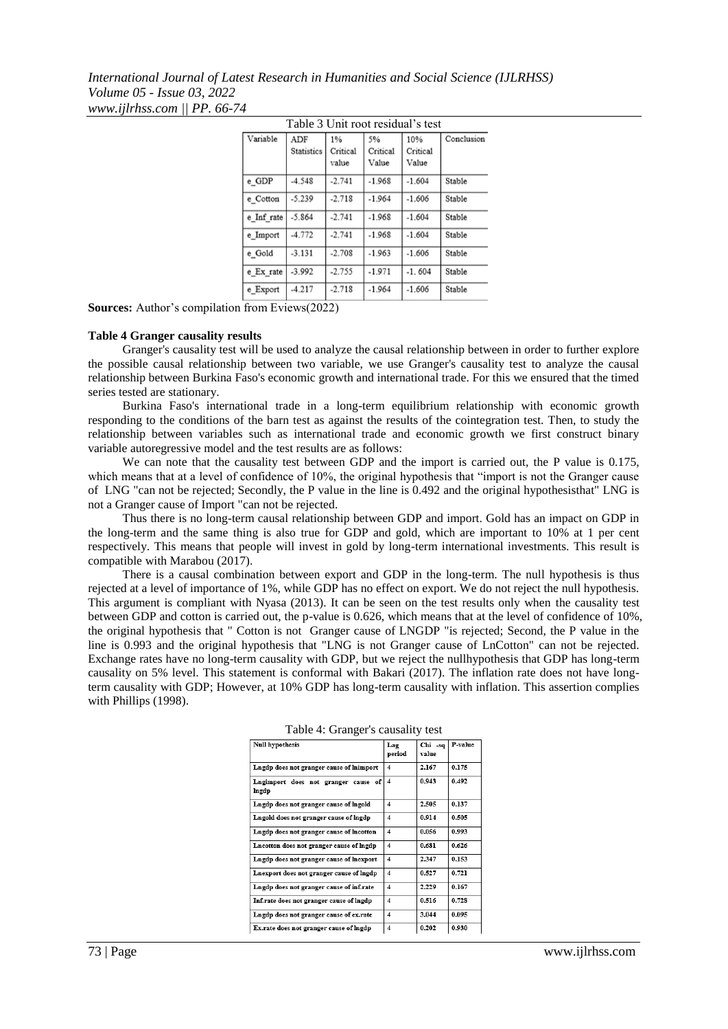Table 3 Unit root residual's test

| Variable | ADF Statistics | 1% Critical value | 5% Critical Value | 10% Critical Value | Conclusion |
|---|---|---|---|---|---|
| e_GDP | -4.548 | -2.741 | -1.968 | -1.604 | Stable |
| e_Cotton | -5.239 | -2.718 | -1.964 | -1.606 | Stable |
| e_Inf_rate | -5.864 | -2.741 | -1.968 | -1.604 | Stable |
| e_Import | -4.772 | -2.741 | -1.968 | -1.604 | Stable |
| e_Gold | -3.131 | -2.708 | -1.963 | -1.606 | Stable |
| e_Ex_rate | -3.992 | -2.755 | -1.971 | -1. 604 | Stable |
| e_Export | -4.217 | -2.718 | -1.964 | -1.606 | Stable |

**Sources:** Author's compilation from Eviews(2022)

**Table 4 Granger causality results**

Granger's causality test will be used to analyze the causal relationship between in order to further explore the possible causal relationship between two variable, we use Granger's causality test to analyze the causal relationship between Burkina Faso's economic growth and international trade. For this we ensured that the timed series tested are stationary.

Burkina Faso's international trade in a long-term equilibrium relationship with economic growth responding to the conditions of the barn test as against the results of the cointegration test. Then, to study the relationship between variables such as international trade and economic growth we first construct binary variable autoregressive model and the test results are as follows:

We can note that the causality test between GDP and the import is carried out, the P value is 0.175, which means that at a level of confidence of 10%, the original hypothesis that "import is not the Granger cause of LNG "can not be rejected; Secondly, the P value in the line is 0.492 and the original hypothesisthat" LNG is not a Granger cause of Import "can not be rejected.

Thus there is no long-term causal relationship between GDP and import. Gold has an impact on GDP in the long-term and the same thing is also true for GDP and gold, which are important to 10% at 1 per cent respectively. This means that people will invest in gold by long-term international investments. This result is compatible with Marabou (2017).

There is a causal combination between export and GDP in the long-term. The null hypothesis is thus rejected at a level of importance of 1%, while GDP has no effect on export. We do not reject the null hypothesis. This argument is compliant with Nyasa (2013). It can be seen on the test results only when the causality test between GDP and cotton is carried out, the p-value is 0.626, which means that at the level of confidence of 10%, the original hypothesis that " Cotton is not Granger cause of LNGDP "is rejected; Second, the P value in the line is 0.993 and the original hypothesis that "LNG is not Granger cause of LnCotton" can not be rejected. Exchange rates have no long-term causality with GDP, but we reject the nullhypothesis that GDP has long-term causality on 5% level. This statement is conformal with Bakari (2017). The inflation rate does not have long-term causality with GDP; However, at 10% GDP has long-term causality with inflation. This assertion complies with Phillips (1998).

Table 4: Granger's causality test

| Null hypothesis | Lag period | Chi -sq value | P-value |
|---|---|---|---|
| Lngdp does not granger cause of lnimport | 4 | 2.167 | 0.175 |
| Lngimport does not granger cause of lngdp | 4 | 0.943 | 0.492 |
| Lngdp does not granger cause of lngold | 4 | 2.505 | 0.137 |
| Lngold does not granger cause of lngdp | 4 | 0.914 | 0.505 |
| Lngdp does not granger cause of lncotton | 4 | 0.056 | 0.993 |
| Lncotton does not granger cause of lngdp | 4 | 0.681 | 0.626 |
| Lngdp does not granger cause of lnexport | 4 | 2.347 | 0.153 |
| Lnexport does not granger cause of lngdp | 4 | 0.527 | 0.721 |
| Lngdp does not granger cause of inf.rate | 4 | 2.229 | 0.167 |
| Inf.rate does not granger cause of lngdp | 4 | 0.516 | 0.728 |
| Lngdp does not granger cause of ex.rate | 4 | 3.044 | 0.095 |
| Ex.rate does not granger cause of lngdp | 4 | 0.202 | 0.930 |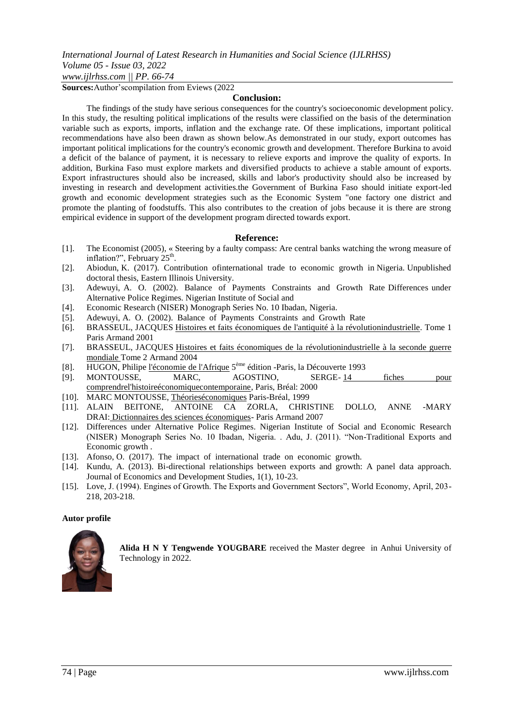**Sources:**Author'scompilation from Eviews (2022

## Conclusion:

The findings of the study have serious consequences for the country's socioeconomic development policy. In this study, the resulting political implications of the results were classified on the basis of the determination variable such as exports, imports, inflation and the exchange rate. Of these implications, important political recommendations have also been drawn as shown below.As demonstrated in our study, export outcomes has important political implications for the country's economic growth and development. Therefore Burkina to avoid a deficit of the balance of payment, it is necessary to relieve exports and improve the quality of exports. In addition, Burkina Faso must explore markets and diversified products to achieve a stable amount of exports. Export infrastructures should also be increased, skills and labor's productivity should also be increased by investing in research and development activities.the Government of Burkina Faso should initiate export-led growth and economic development strategies such as the Economic System "one factory one district and promote the planting of foodstuffs. This also contributes to the creation of jobs because it is there are strong empirical evidence in support of the development program directed towards export.

## Reference:

[1]. The Economist (2005), « Steering by a faulty compass: Are central banks watching the wrong measure of inflation?", February 25th.

[2]. Abiodun, K. (2017). Contribution ofinternational trade to economic growth in Nigeria. Unpublished doctoral thesis, Eastern Illinois University.

[3]. Adewuyi, A. O. (2002). Balance of Payments Constraints and Growth Rate Differences under Alternative Police Regimes. Nigerian Institute of Social and

[4]. Economic Research (NISER) Monograph Series No. 10 Ibadan, Nigeria.

[5]. Adewuyi, A. O. (2002). Balance of Payments Constraints and Growth Rate

[6]. BRASSEUL, JACQUES Histoires et faits économiques de l'antiquité à la révolutionindustrielle. Tome 1 Paris Armand 2001

[7]. BRASSEUL, JACQUES Histoires et faits économiques de la révolutionindustrielle à la seconde guerre mondiale Tome 2 Armand 2004

[8]. HUGON, Philipe l'économie de l'Afrique 5ème édition -Paris, la Découverte 1993

[9]. MONTOUSSE, MARC, AGOSTINO, SERGE- 14 fiches pour comprendrel'histoireéconomiquecontemporaine, Paris, Bréal: 2000

[10]. MARC MONTOUSSE, Théorieséconomiques Paris-Bréal, 1999

[11]. ALAIN BEITONE, ANTOINE CA ZORLA, CHRISTINE DOLLO, ANNE -MARY DRAI: Dictionnaires des sciences économiques- Paris Armand 2007

[12]. Differences under Alternative Police Regimes. Nigerian Institute of Social and Economic Research (NISER) Monograph Series No. 10 Ibadan, Nigeria. . Adu, J. (2011). "Non-Traditional Exports and Economic growth .

[13]. Afonso, O. (2017). The impact of international trade on economic growth.

[14]. Kundu, A. (2013). Bi-directional relationships between exports and growth: A panel data approach. Journal of Economics and Development Studies, 1(1), 10-23.

[15]. Love, J. (1994). Engines of Growth. The Exports and Government Sectors", World Economy, April, 203-218, 203-218.

**Autor profile**

**Alida H N Y Tengwende YOUGBARE** received the Master degree in Anhui University of Technology in 2022.